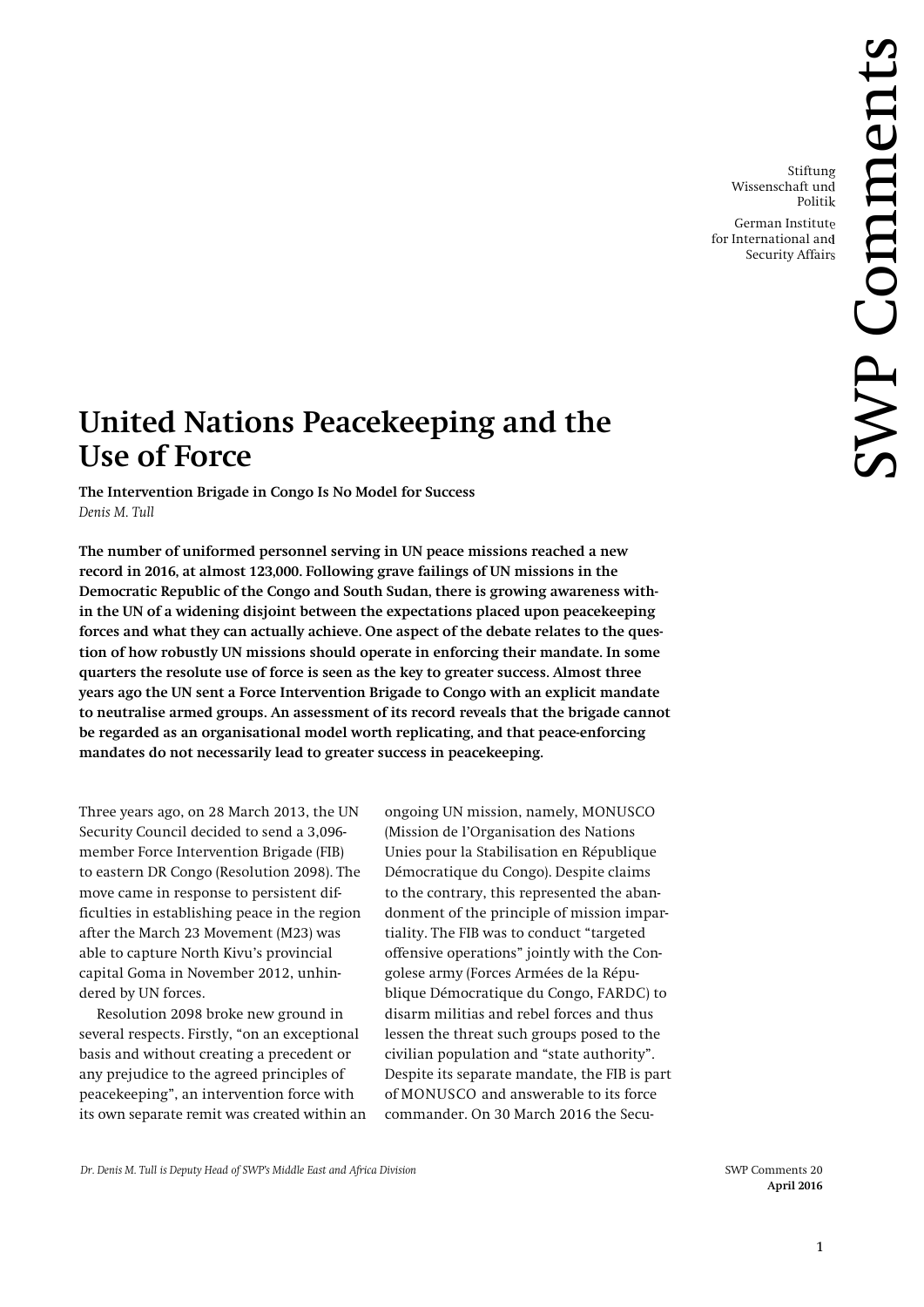Stiftung Wissenschaft und Politik

German Institute for International and Security Affairs

SWP Comments

# United Nations Peacekeeping and the Use of Force

**The Intervention Brigade in Congo Is No Model for Success**
*Denis M. Tull*

**The number of uniformed personnel serving in UN peace missions reached a new record in 2016, at almost 123,000. Following grave failings of UN missions in the Democratic Republic of the Congo and South Sudan, there is growing awareness within the UN of a widening disjoint between the expectations placed upon peacekeeping forces and what they can actually achieve. One aspect of the debate relates to the question of how robustly UN missions should operate in enforcing their mandate. In some quarters the resolute use of force is seen as the key to greater success. Almost three years ago the UN sent a Force Intervention Brigade to Congo with an explicit mandate to neutralise armed groups. An assessment of its record reveals that the brigade cannot be regarded as an organisational model worth replicating, and that peace-enforcing mandates do not necessarily lead to greater success in peacekeeping.**

Three years ago, on 28 March 2013, the UN Security Council decided to send a 3,096-member Force Intervention Brigade (FIB) to eastern DR Congo (Resolution 2098). The move came in response to persistent difficulties in establishing peace in the region after the March 23 Movement (M23) was able to capture North Kivu's provincial capital Goma in November 2012, unhindered by UN forces.

Resolution 2098 broke new ground in several respects. Firstly, "on an exceptional basis and without creating a precedent or any prejudice to the agreed principles of peacekeeping", an intervention force with its own separate remit was created within an ongoing UN mission, namely, MONUSCO (Mission de l'Organisation des Nations Unies pour la Stabilisation en République Démocratique du Congo). Despite claims to the contrary, this represented the abandonment of the principle of mission impartiality. The FIB was to conduct "targeted offensive operations" jointly with the Congolese army (Forces Armées de la République Démocratique du Congo, FARDC) to disarm militias and rebel forces and thus lessen the threat such groups posed to the civilian population and "state authority". Despite its separate mandate, the FIB is part of MONUSCO and answerable to its force commander. On 30 March 2016 the Secu-

*Dr. Denis M. Tull is Deputy Head of SWP's Middle East and Africa Division*

SWP Comments 20
**April 2016**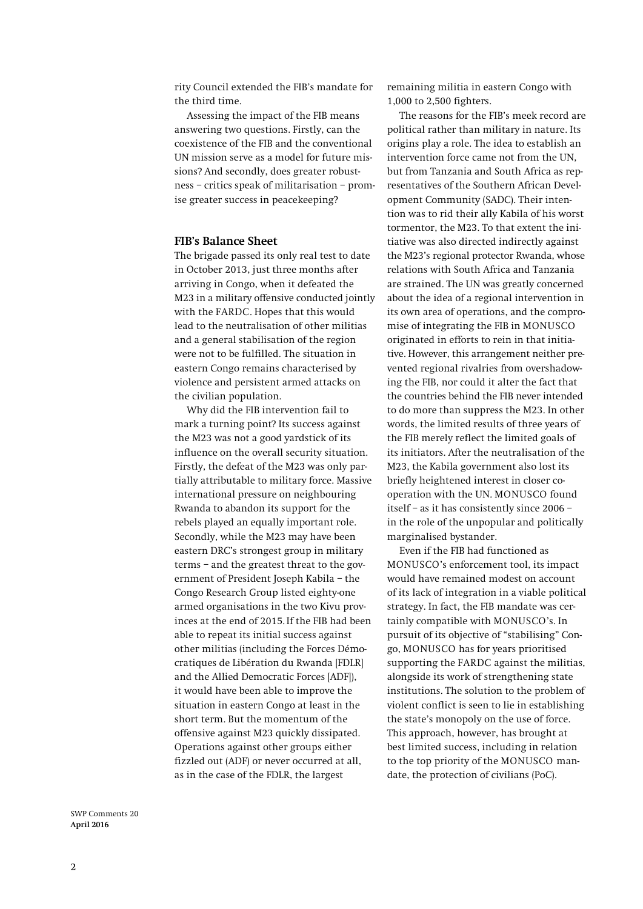rity Council extended the FIB's mandate for the third time.

Assessing the impact of the FIB means answering two questions. Firstly, can the coexistence of the FIB and the conventional UN mission serve as a model for future missions? And secondly, does greater robustness – critics speak of militarisation – promise greater success in peacekeeping?

## FIB's Balance Sheet

The brigade passed its only real test to date in October 2013, just three months after arriving in Congo, when it defeated the M23 in a military offensive conducted jointly with the FARDC. Hopes that this would lead to the neutralisation of other militias and a general stabilisation of the region were not to be fulfilled. The situation in eastern Congo remains characterised by violence and persistent armed attacks on the civilian population.

Why did the FIB intervention fail to mark a turning point? Its success against the M23 was not a good yardstick of its influence on the overall security situation. Firstly, the defeat of the M23 was only partially attributable to military force. Massive international pressure on neighbouring Rwanda to abandon its support for the rebels played an equally important role. Secondly, while the M23 may have been eastern DRC's strongest group in military terms – and the greatest threat to the government of President Joseph Kabila – the Congo Research Group listed eighty-one armed organisations in the two Kivu provinces at the end of 2015. If the FIB had been able to repeat its initial success against other militias (including the Forces Démocratiques de Libération du Rwanda [FDLR] and the Allied Democratic Forces [ADF]), it would have been able to improve the situation in eastern Congo at least in the short term. But the momentum of the offensive against M23 quickly dissipated. Operations against other groups either fizzled out (ADF) or never occurred at all, as in the case of the FDLR, the largest remaining militia in eastern Congo with 1,000 to 2,500 fighters.

The reasons for the FIB's meek record are political rather than military in nature. Its origins play a role. The idea to establish an intervention force came not from the UN, but from Tanzania and South Africa as representatives of the Southern African Development Community (SADC). Their intention was to rid their ally Kabila of his worst tormentor, the M23. To that extent the initiative was also directed indirectly against the M23's regional protector Rwanda, whose relations with South Africa and Tanzania are strained. The UN was greatly concerned about the idea of a regional intervention in its own area of operations, and the compromise of integrating the FIB in MONUSCO originated in efforts to rein in that initiative. However, this arrangement neither prevented regional rivalries from overshadowing the FIB, nor could it alter the fact that the countries behind the FIB never intended to do more than suppress the M23. In other words, the limited results of three years of the FIB merely reflect the limited goals of its initiators. After the neutralisation of the M23, the Kabila government also lost its briefly heightened interest in closer cooperation with the UN. MONUSCO found itself – as it has consistently since 2006 – in the role of the unpopular and politically marginalised bystander.

Even if the FIB had functioned as MONUSCO's enforcement tool, its impact would have remained modest on account of its lack of integration in a viable political strategy. In fact, the FIB mandate was certainly compatible with MONUSCO's. In pursuit of its objective of "stabilising" Congo, MONUSCO has for years prioritised supporting the FARDC against the militias, alongside its work of strengthening state institutions. The solution to the problem of violent conflict is seen to lie in establishing the state's monopoly on the use of force. This approach, however, has brought at best limited success, including in relation to the top priority of the MONUSCO mandate, the protection of civilians (PoC).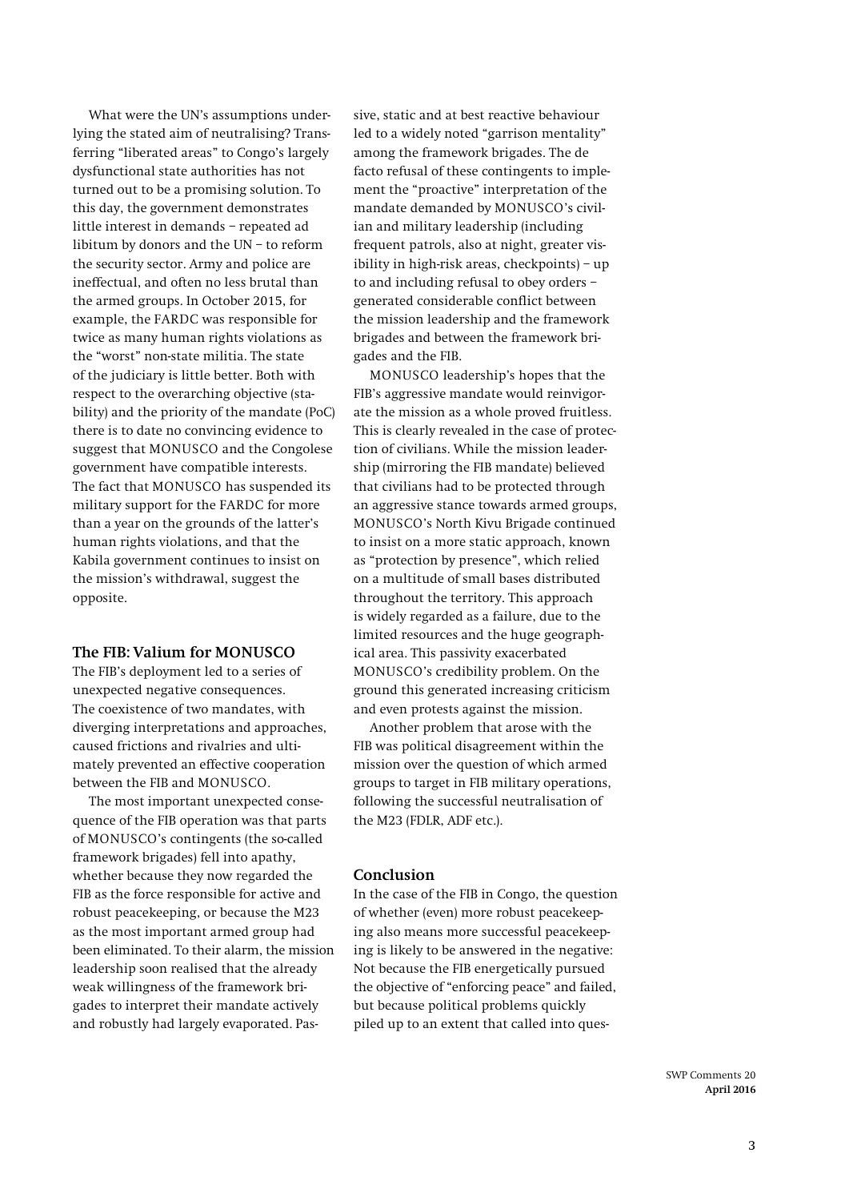What were the UN's assumptions underlying the stated aim of neutralising? Transferring "liberated areas" to Congo's largely dysfunctional state authorities has not turned out to be a promising solution. To this day, the government demonstrates little interest in demands – repeated ad libitum by donors and the UN – to reform the security sector. Army and police are ineffectual, and often no less brutal than the armed groups. In October 2015, for example, the FARDC was responsible for twice as many human rights violations as the "worst" non-state militia. The state of the judiciary is little better. Both with respect to the overarching objective (stability) and the priority of the mandate (PoC) there is to date no convincing evidence to suggest that MONUSCO and the Congolese government have compatible interests. The fact that MONUSCO has suspended its military support for the FARDC for more than a year on the grounds of the latter's human rights violations, and that the Kabila government continues to insist on the mission's withdrawal, suggest the opposite.

### The FIB: Valium for MONUSCO

The FIB's deployment led to a series of unexpected negative consequences. The coexistence of two mandates, with diverging interpretations and approaches, caused frictions and rivalries and ultimately prevented an effective cooperation between the FIB and MONUSCO.

The most important unexpected consequence of the FIB operation was that parts of MONUSCO's contingents (the so-called framework brigades) fell into apathy, whether because they now regarded the FIB as the force responsible for active and robust peacekeeping, or because the M23 as the most important armed group had been eliminated. To their alarm, the mission leadership soon realised that the already weak willingness of the framework brigades to interpret their mandate actively and robustly had largely evaporated. Passive, static and at best reactive behaviour led to a widely noted "garrison mentality" among the framework brigades. The de facto refusal of these contingents to implement the "proactive" interpretation of the mandate demanded by MONUSCO's civilian and military leadership (including frequent patrols, also at night, greater visibility in high-risk areas, checkpoints) – up to and including refusal to obey orders – generated considerable conflict between the mission leadership and the framework brigades and between the framework brigades and the FIB.

MONUSCO leadership's hopes that the FIB's aggressive mandate would reinvigorate the mission as a whole proved fruitless. This is clearly revealed in the case of protection of civilians. While the mission leadership (mirroring the FIB mandate) believed that civilians had to be protected through an aggressive stance towards armed groups, MONUSCO's North Kivu Brigade continued to insist on a more static approach, known as "protection by presence", which relied on a multitude of small bases distributed throughout the territory. This approach is widely regarded as a failure, due to the limited resources and the huge geographical area. This passivity exacerbated MONUSCO's credibility problem. On the ground this generated increasing criticism and even protests against the mission.

Another problem that arose with the FIB was political disagreement within the mission over the question of which armed groups to target in FIB military operations, following the successful neutralisation of the M23 (FDLR, ADF etc.).

### Conclusion

In the case of the FIB in Congo, the question of whether (even) more robust peacekeeping also means more successful peacekeeping is likely to be answered in the negative: Not because the FIB energetically pursued the objective of "enforcing peace" and failed, but because political problems quickly piled up to an extent that called into ques-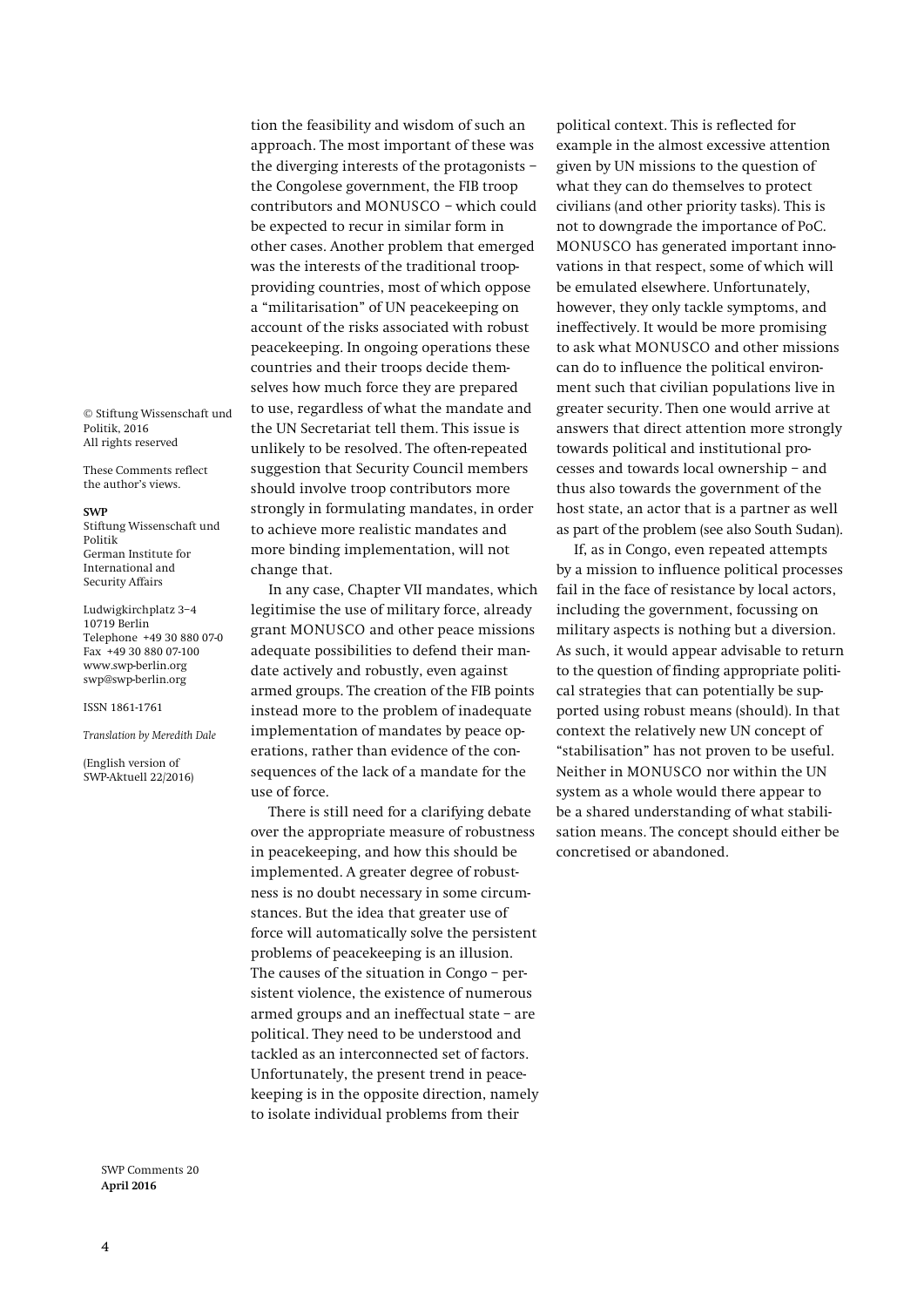tion the feasibility and wisdom of such an approach. The most important of these was the diverging interests of the protagonists – the Congolese government, the FIB troop contributors and MONUSCO – which could be expected to recur in similar form in other cases. Another problem that emerged was the interests of the traditional troop-providing countries, most of which oppose a "militarisation" of UN peacekeeping on account of the risks associated with robust peacekeeping. In ongoing operations these countries and their troops decide themselves how much force they are prepared to use, regardless of what the mandate and the UN Secretariat tell them. This issue is unlikely to be resolved. The often-repeated suggestion that Security Council members should involve troop contributors more strongly in formulating mandates, in order to achieve more realistic mandates and more binding implementation, will not change that.

In any case, Chapter VII mandates, which legitimise the use of military force, already grant MONUSCO and other peace missions adequate possibilities to defend their mandate actively and robustly, even against armed groups. The creation of the FIB points instead more to the problem of inadequate implementation of mandates by peace operations, rather than evidence of the consequences of the lack of a mandate for the use of force.

There is still need for a clarifying debate over the appropriate measure of robustness in peacekeeping, and how this should be implemented. A greater degree of robustness is no doubt necessary in some circumstances. But the idea that greater use of force will automatically solve the persistent problems of peacekeeping is an illusion. The causes of the situation in Congo – persistent violence, the existence of numerous armed groups and an ineffectual state – are political. They need to be understood and tackled as an interconnected set of factors. Unfortunately, the present trend in peacekeeping is in the opposite direction, namely to isolate individual problems from their political context. This is reflected for example in the almost excessive attention given by UN missions to the question of what they can do themselves to protect civilians (and other priority tasks). This is not to downgrade the importance of PoC. MONUSCO has generated important innovations in that respect, some of which will be emulated elsewhere. Unfortunately, however, they only tackle symptoms, and ineffectively. It would be more promising to ask what MONUSCO and other missions can do to influence the political environment such that civilian populations live in greater security. Then one would arrive at answers that direct attention more strongly towards political and institutional processes and towards local ownership – and thus also towards the government of the host state, an actor that is a partner as well as part of the problem (see also South Sudan).

If, as in Congo, even repeated attempts by a mission to influence political processes fail in the face of resistance by local actors, including the government, focussing on military aspects is nothing but a diversion. As such, it would appear advisable to return to the question of finding appropriate political strategies that can potentially be supported using robust means (should). In that context the relatively new UN concept of "stabilisation" has not proven to be useful. Neither in MONUSCO nor within the UN system as a whole would there appear to be a shared understanding of what stabilisation means. The concept should either be concretised or abandoned.

© Stiftung Wissenschaft und Politik, 2016
All rights reserved

These Comments reflect the author's views.

**SWP**
Stiftung Wissenschaft und Politik
German Institute for International and Security Affairs

Ludwigkirchplatz 3–4
10719 Berlin
Telephone +49 30 880 07-0
Fax +49 30 880 07-100
www.swp-berlin.org
swp@swp-berlin.org

ISSN 1861-1761

*Translation by Meredith Dale*

(English version of SWP-Aktuell 22/2016)